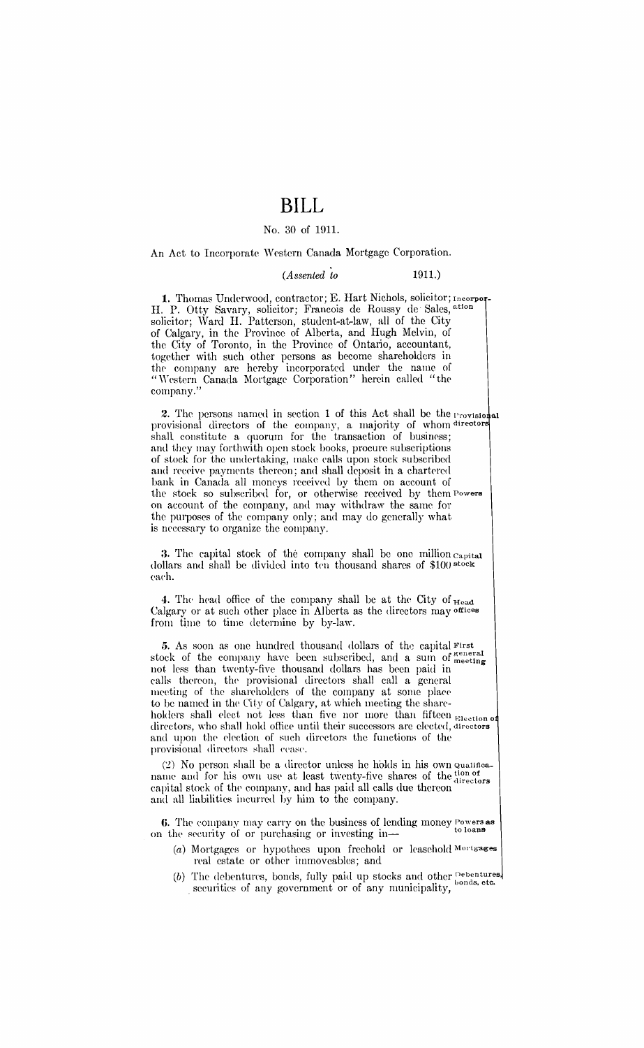# BILL

No. 30 of 1911.

An Act to Incorporate Western Canada Mortgage Corporation.

*(Assented to 1911.)*

**1.** Thomas Underwood, contractor; E. Hart Nichols, solicitor; H. P. Otty Savary, solicitor; Francois de Roussy de Sales, solicitor; Ward H. Patterson, student-at-law, all of the City of Calgary, in the Province of Alberta, and Hugh Melvin, of the City of Toronto, in the Province of Ontario, accountant, together with such other persons as become shareholders in the company are hereby incorporated under the name of "Western Canada Mortgage Corporation" herein called "the company."

Incorporation

**2.** The persons named in section 1 of this Act shall be the provisional directors of the company, a majority of whom shall constitute a quorum for the transaction of business; and they may forthwith open stock books, procure subscriptions of stock for the undertaking, make calls upon stock subscribed and receive payments thereon; and shall deposit in a chartered bank in Canada all moneys received by them on account of the stock so subscribed for, or otherwise received by them on account of the company, and may withdraw the same for the purposes of the company only; and may do generally what is necessary to organize the company.

Provisional directors

Powers

**3.** The capital stock of the company shall be one million dollars and shall be divided into ten thousand shares of $100 each.

Capital stock

**4.** The head office of the company shall be at the City of Calgary or at such other place in Alberta as the directors may from time to time determine by by-law.

Head offices

**5.** As soon as one hundred thousand dollars of the capital stock of the company have been subscribed, and a sum of not less than twenty-five thousand dollars has been paid in calls thereon, the provisional directors shall call a general meeting of the shareholders of the company at some place to be named in the City of Calgary, at which meeting the shareholders shall elect not less than five nor more than fifteen directors, who shall hold office until their successors are elected, and upon the election of such directors the functions of the provisional directors shall cease.

First general meeting

Election of directors

(2) No person shall be a director unless he holds in his own name and for his own use at least twenty-five shares of the capital stock of the company, and has paid all calls due thereon and all liabilities incurred by him to the company.

Qualification of directors

**6.** The company may carry on the business of lending money on the security of or purchasing or investing in—

Powers as to loans

(a) Mortgages or hypothecs upon freehold or leasehold real estate or other immoveables; and

Mortgages

(b) The debentures, bonds, fully paid up stocks and other securities of any government or of any municipality,

Debentures, bonds, etc.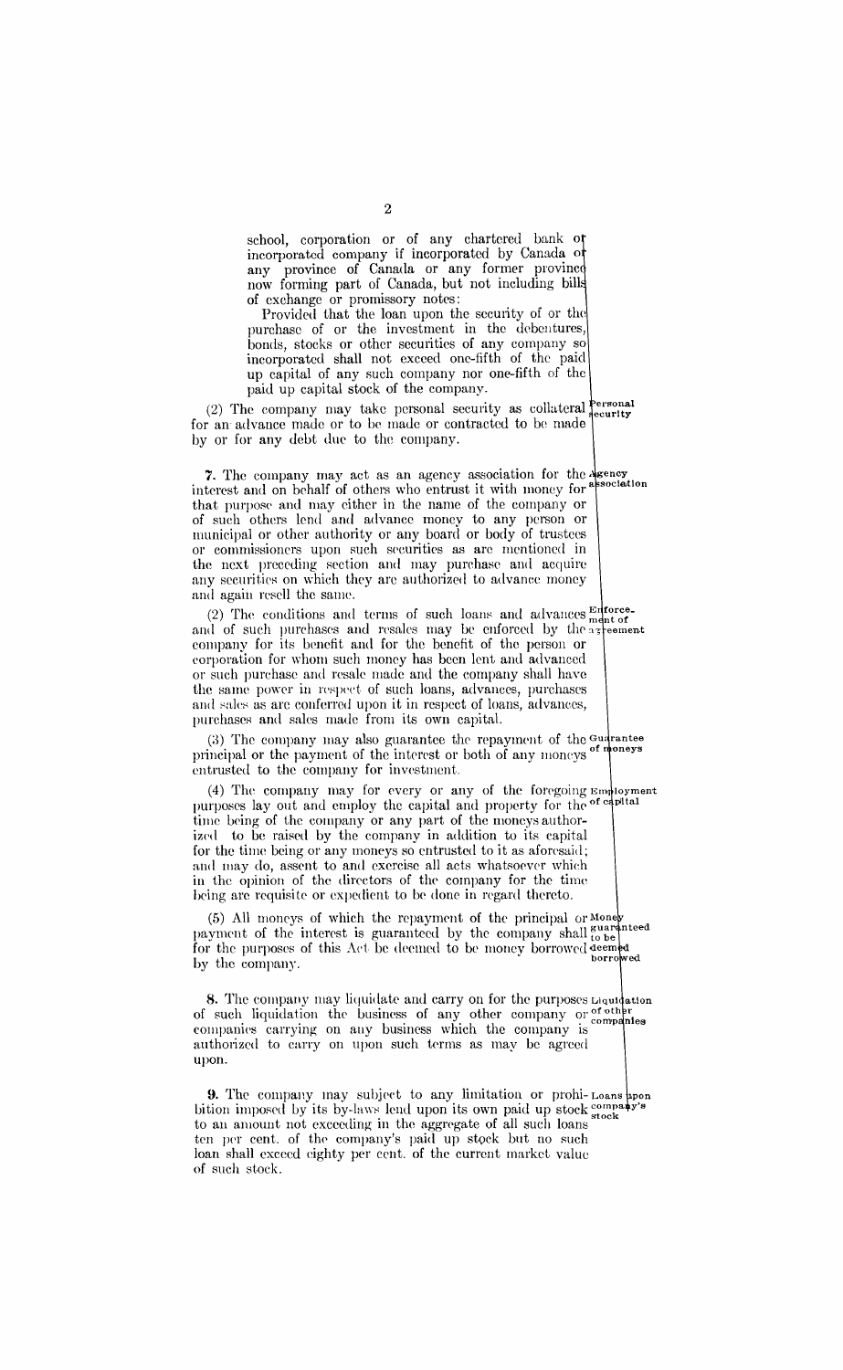school, corporation or of any chartered bank or incorporated company if incorporated by Canada or any province of Canada or any former province now forming part of Canada, but not including bills of exchange or promissory notes:

Provided that the loan upon the security of or the purchase of or the investment in the debentures, bonds, stocks or other securities of any company so incorporated shall not exceed one-fifth of the paid up capital of any such company nor one-fifth of the paid up capital stock of the company.

(2) The company may take personal security as collateral for an advance made or to be made or contracted to be made by or for any debt due to the company. *Personal security*

**7.** The company may act as an agency association for the interest and on behalf of others who entrust it with money for that purpose and may either in the name of the company or of such others lend and advance money to any person or municipal or other authority or any board or body of trustees or commissioners upon such securities as are mentioned in the next preceding section and may purchase and acquire any securities on which they are authorized to advance money and again resell the same. *Agency association*

(2) The conditions and terms of such loans and advances and of such purchases and resales may be enforced by the company for its benefit and for the benefit of the person or corporation for whom such money has been lent and advanced or such purchase and resale made and the company shall have the same power in respect of such loans, advances, purchases and sales as are conferred upon it in respect of loans, advances, purchases and sales made from its own capital. *Enforcement of agreement*

(3) The company may also guarantee the repayment of the principal or the payment of the interest or both of any moneys entrusted to the company for investment. *Guarantee of moneys*

(4) The company may for every or any of the foregoing purposes lay out and employ the capital and property for the time being of the company or any part of the moneys authorized to be raised by the company in addition to its capital for the time being or any moneys so entrusted to it as aforesaid; and may do, assent to and exercise all acts whatsoever which in the opinion of the directors of the company for the time being are requisite or expedient to be done in regard thereto. *Employment of capital*

(5) All moneys of which the repayment of the principal or payment of the interest is guaranteed by the company shall for the purposes of this Act be deemed to be money borrowed by the company. *Money guaranteed to be deemed borrowed*

**8.** The company may liquidate and carry on for the purposes of such liquidation the business of any other company or companies carrying on any business which the company is authorized to carry on upon such terms as may be agreed upon. *Liquidation of other companies*

**9.** The company may subject to any limitation or prohibition imposed by its by-laws lend upon its own paid up stock to an amount not exceeding in the aggregate of all such loans ten per cent. of the company's paid up stock but no such loan shall exceed eighty per cent. of the current market value of such stock. *Loans upon company's stock*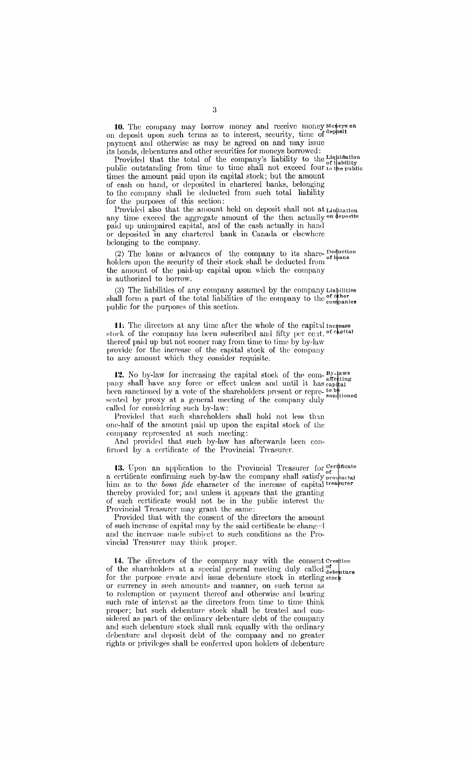**10.** The company may borrow money and receive money on deposit upon such terms as to interest, security, time of payment and otherwise as may be agreed on and may issue its bonds, debentures and other securities for moneys borrowed:

Moneys on deposit

Provided that the total of the company's liability to the public outstanding from time to time shall not exceed four times the amount paid upon its capital stock; but the amount of cash on hand, or deposited in chartered banks, belonging to the company shall be deducted from such total liability for the purposes of this section:

Liquidation of liability to the public

Provided also that the amount held on deposit shall not at any time exceed the aggregate amount of the then actually paid up unimpaired capital, and of the cash actually in hand or deposited in any chartered bank in Canada or elsewhere belonging to the company.

Limitation on deposits

(2) The loans or advances of the company to its shareholders upon the security of their stock shall be deducted from the amount of the paid-up capital upon which the company is authorized to borrow.

Deduction of loans

(3) The liabilities of any company assumed by the company shall form a part of the total liabilities of the company to the public for the purposes of this section.

Liabilities of other companies

**11.** The directors at any time after the whole of the capital stock of the company has been subscribed and fifty per cent. thereof paid up but not sooner may from time to time by by-law provide for the increase of the capital stock of the company to any amount which they consider requisite.

Increase of capital

**12.** No by-law for increasing the capital stock of the company shall have any force or effect unless and until it has been sanctioned by a vote of the shareholders present or represented by proxy at a general meeting of the company duly called for considering such by-law:

By-laws affecting capital to be sanctioned

Provided that such shareholders shall hold not less than one-half of the amount paid up upon the capital stock of the company represented at such meeting:

And provided that such by-law has afterwards been confirmed by a certificate of the Provincial Treasurer.

**13.** Upon an application to the Provincial Treasurer for a certificate confirming such by-law the company shall satisfy him as to the *bona fide* character of the increase of capital thereby provided for; and unless it appears that the granting of such certificate would not be in the public interest the Provincial Treasurer may grant the same:

Certificate of provincial treasurer

Provided that with the consent of the directors the amount of such increase of capital may by the said certificate be changed and the increase made subject to such conditions as the Provincial Treasurer may think proper.

**14.** The directors of the company may with the consent of the shareholders at a special general meeting duly called for the purpose create and issue debenture stock in sterling or currency in such amounts and manner, on such terms as to redemption or payment thereof and otherwise and bearing such rate of interest as the directors from time to time think proper; but such debenture stock shall be treated and considered as part of the ordinary debenture debt of the company and such debenture stock shall rank equally with the ordinary debenture and deposit debt of the company and no greater rights or privileges shall be conferred upon holders of debenture

Creation of debenture stock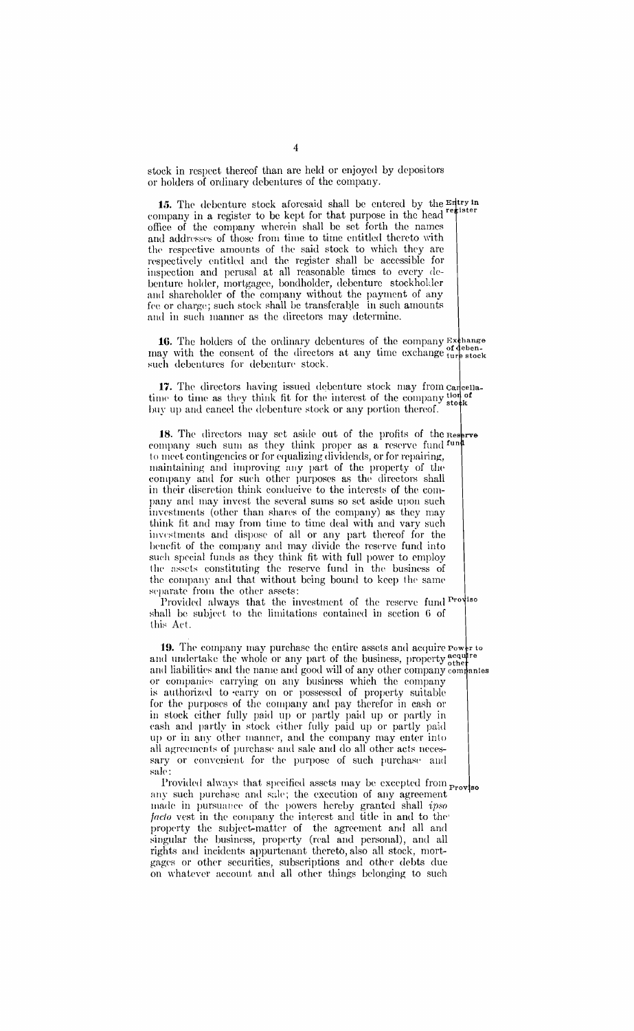stock in respect thereof than are held or enjoyed by depositors or holders of ordinary debentures of the company.

Entry in register

**15.** The debenture stock aforesaid shall be entered by the company in a register to be kept for that purpose in the head office of the company wherein shall be set forth the names and addresses of those from time to time entitled thereto with the respective amounts of the said stock to which they are respectively entitled and the register shall be accessible for inspection and perusal at all reasonable times to every debenture holder, mortgagee, bondholder, debenture stockholder and shareholder of the company without the payment of any fee or charge; such stock shall be transferable in such amounts and in such manner as the directors may determine.

Exchange of debenture stock

**16.** The holders of the ordinary debentures of the company may with the consent of the directors at any time exchange such debentures for debenture stock.

Cancellation of stock

**17.** The directors having issued debenture stock may from time to time as they think fit for the interest of the company buy up and cancel the debenture stock or any portion thereof.

Reserve fund

**18.** The directors may set aside out of the profits of the company such sum as they think proper as a reserve fund to meet contingencies or for equalizing dividends, or for repairing, maintaining and improving any part of the property of the company and for such other purposes as the directors shall in their discretion think conducive to the interests of the company and may invest the several sums so set aside upon such investments (other than shares of the company) as they may think fit and may from time to time deal with and vary such investments and dispose of all or any part thereof for the benefit of the company and may divide the reserve fund into such special funds as they think fit with full power to employ the assets constituting the reserve fund in the business of the company and that without being bound to keep the same separate from the other assets:

Proviso

Provided always that the investment of the reserve fund shall be subject to the limitations contained in section 6 of this Act.

Power to acquire other companies

**19.** The company may purchase the entire assets and acquire and undertake the whole or any part of the business, property and liabilities and the name and good will of any other company or companies carrying on any business which the company is authorized to carry on or possessed of property suitable for the purposes of the company and pay therefor in cash or in stock either fully paid up or partly paid up or partly in cash and partly in stock either fully paid up or partly paid up or in any other manner, and the company may enter into all agreements of purchase and sale and do all other acts necessary or convenient for the purpose of such purchase and sale:

Proviso

Provided always that specified assets may be excepted from any such purchase and sale; the execution of any agreement made in pursuance of the powers hereby granted shall *ipso facto* vest in the company the interest and title in and to the property the subject-matter of the agreement and all and singular the business, property (real and personal), and all rights and incidents appurtenant thereto, also all stock, mortgages or other securities, subscriptions and other debts due on whatever account and all other things belonging to such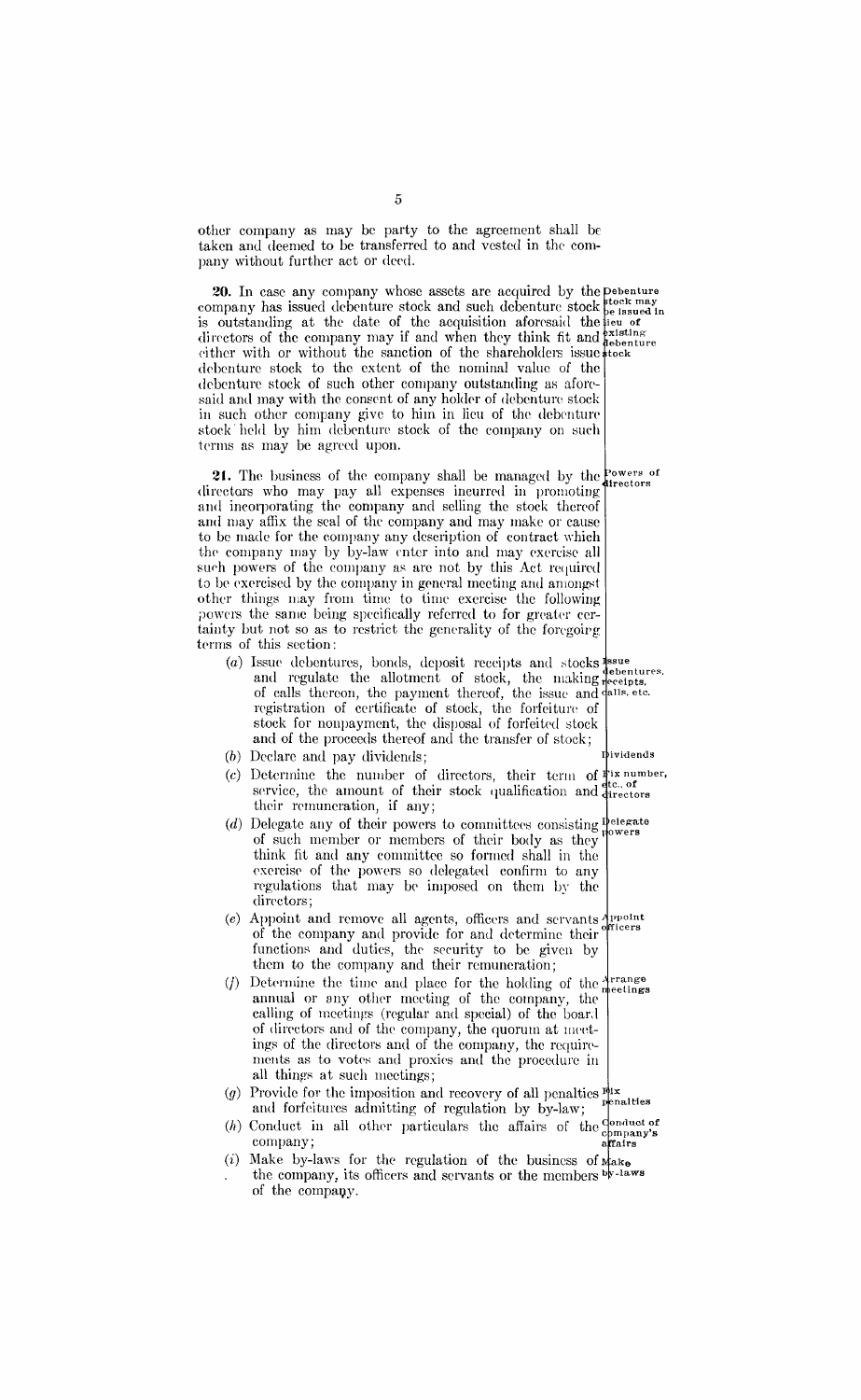other company as may be party to the agreement shall be taken and deemed to be transferred to and vested in the company without further act or deed.

**20.** In case any company whose assets are acquired by the company has issued debenture stock and such debenture stock is outstanding at the date of the acquisition aforesaid the directors of the company may if and when they think fit and either with or without the sanction of the shareholders issue debenture stock to the extent of the nominal value of the debenture stock of such other company outstanding as aforesaid and may with the consent of any holder of debenture stock in such other company give to him in lieu of the debenture stock held by him debenture stock of the company on such terms as may be agreed upon.

*Debenture stock may be issued in lieu of existing debenture stock*

**21.** The business of the company shall be managed by the directors who may pay all expenses incurred in promoting and incorporating the company and selling the stock thereof and may affix the seal of the company and may make or cause to be made for the company any description of contract which the company may by by-law enter into and may exercise all such powers of the company as are not by this Act required to be exercised by the company in general meeting and amongst other things may from time to time exercise the following powers the same being specifically referred to for greater certainty but not so as to restrict the generality of the foregoing terms of this section:

*Powers of directors*

(*a*) Issue debentures, bonds, deposit receipts and stocks and regulate the allotment of stock, the making of calls thereon, the payment thereof, the issue and registration of certificate of stock, the forfeiture of stock for nonpayment, the disposal of forfeited stock and of the proceeds thereof and the transfer of stock;

*Issue debentures, receipts, calls, etc.*

(*b*) Declare and pay dividends;

*Dividends*

(*c*) Determine the number of directors, their term of service, the amount of their stock qualification and their remuneration, if any;

*Fix number, etc., of directors*

(*d*) Delegate any of their powers to committees consisting of such member or members of their body as they think fit and any committee so formed shall in the exercise of the powers so delegated confirm to any regulations that may be imposed on them by the directors;

*Delegate powers*

(*e*) Appoint and remove all agents, officers and servants of the company and provide for and determine their functions and duties, the security to be given by them to the company and their remuneration;

*Appoint officers*

(*f*) Determine the time and place for the holding of the annual or any other meeting of the company, the calling of meetings (regular and special) of the board of directors and of the company, the quorum at meetings of the directors and of the company, the requirements as to votes and proxies and the procedure in all things at such meetings;

*Arrange meetings*

(*g*) Provide for the imposition and recovery of all penalties and forfeitures admitting of regulation by by-law;

*Fix penalties*

(*h*) Conduct in all other particulars the affairs of the company;

*Conduct of company's affairs*

(*i*) Make by-laws for the regulation of the business of the company, its officers and servants or the members of the company.

*Make by-laws*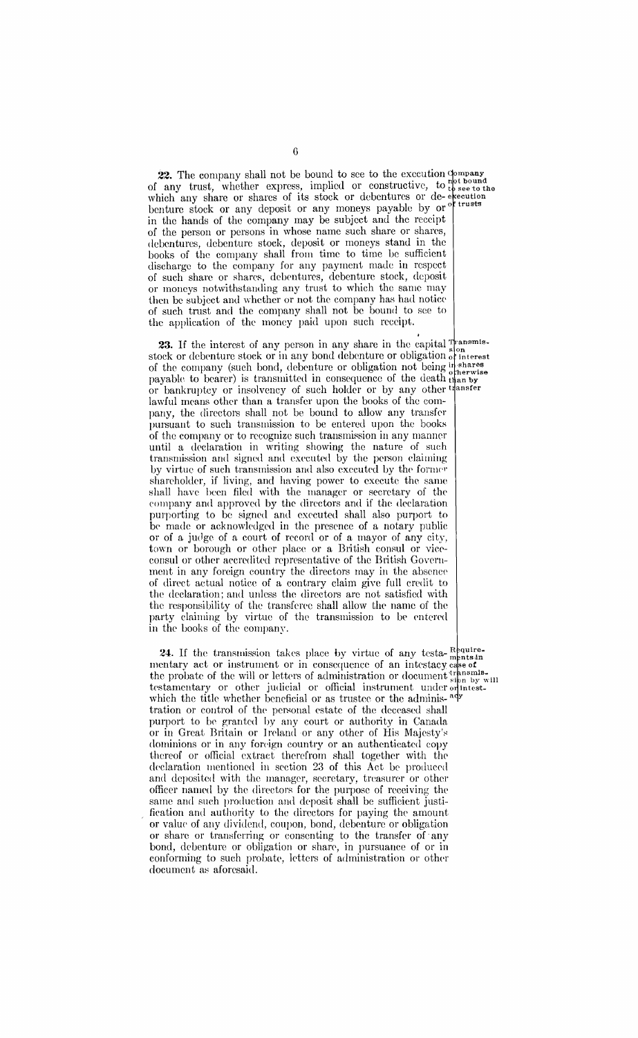**22.** The company shall not be bound to see to the execution of any trust, whether express, implied or constructive, to which any share or shares of its stock or debentures or debenture stock or any deposit or any moneys payable by or in the hands of the company may be subject and the receipt of the person or persons in whose name such share or shares, debentures, debenture stock, deposit or moneys stand in the books of the company shall from time to time be sufficient discharge to the company for any payment made in respect of such share or shares, debentures, debenture stock, deposit or moneys notwithstanding any trust to which the same may then be subject and whether or not the company has had notice of such trust and the company shall not be bound to see to the application of the money paid upon such receipt.

*Company not bound to see to the execution of trusts*

**23.** If the interest of any person in any share in the capital stock or debenture stock or in any bond debenture or obligation of the company (such bond, debenture or obligation not being payable to bearer) is transmitted in consequence of the death or bankruptcy or insolvency of such holder or by any other lawful means other than a transfer upon the books of the company, the directors shall not be bound to allow any transfer pursuant to such transmission to be entered upon the books of the company or to recognize such transmission in any manner until a declaration in writing showing the nature of such transmission and signed and executed by the person claiming by virtue of such transmission and also executed by the former shareholder, if living, and having power to execute the same shall have been filed with the manager or secretary of the company and approved by the directors and if the declaration purporting to be signed and executed shall also purport to be made or acknowledged in the presence of a notary public or of a judge of a court of record or of a mayor of any city, town or borough or other place or a British consul or vice-consul or other accredited representative of the British Government in any foreign country the directors may in the absence of direct actual notice of a contrary claim give full credit to the declaration; and unless the directors are not satisfied with the responsibility of the transferee shall allow the name of the party claiming by virtue of the transmission to be entered in the books of the company.

*Transmission of interest in shares otherwise than by transfer*

**24.** If the transmission takes place by virtue of any testamentary act or instrument or in consequence of an intestacy the probate of the will or letters of administration or document testamentary or other judicial or official instrument under which the title whether beneficial or as trustee or the administration or control of the personal estate of the deceased shall purport to be granted by any court or authority in Canada or in Great Britain or Ireland or any other of His Majesty's dominions or in any foreign country or an authenticated copy thereof or official extract therefrom shall together with the declaration mentioned in section 23 of this Act be produced and deposited with the manager, secretary, treasurer or other officer named by the directors for the purpose of receiving the same and such production and deposit shall be sufficient justification and authority to the directors for paying the amount or value of any dividend, coupon, bond, debenture or obligation or share or transferring or consenting to the transfer of any bond, debenture or obligation or share, in pursuance of or in conforming to such probate, letters of administration or other document as aforesaid.

*Requirements in case of transmission by will or intestacy*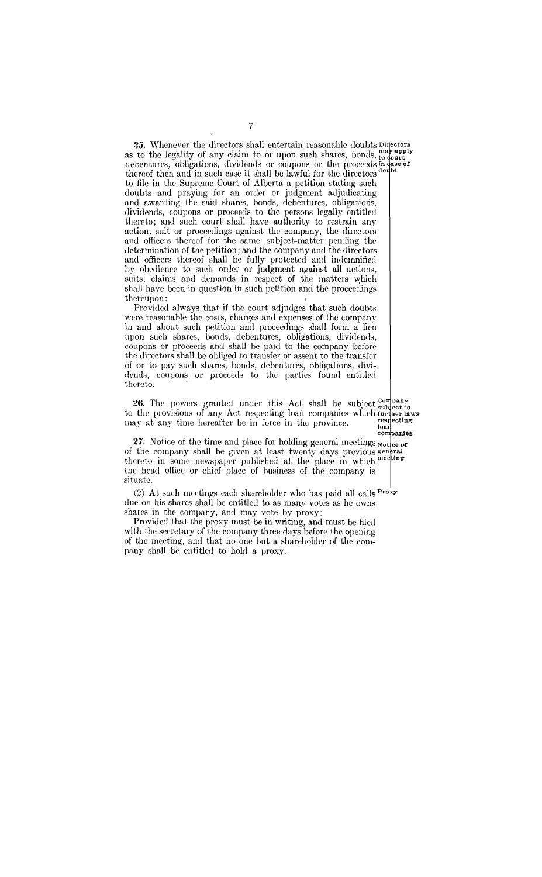**25.** Whenever the directors shall entertain reasonable doubts as to the legality of any claim to or upon such shares, bonds, debentures, obligations, dividends or coupons or the proceeds thereof then and in such case it shall be lawful for the directors to file in the Supreme Court of Alberta a petition stating such doubts and praying for an order or judgment adjudicating and awarding the said shares, bonds, debentures, obligations, dividends, coupons or proceeds to the persons legally entitled thereto; and such court shall have authority to restrain any action, suit or proceedings against the company, the directors and officers thereof for the same subject-matter pending the determination of the petition; and the company and the directors and officers thereof shall be fully protected and indemnified by obedience to such order or judgment against all actions, suits, claims and demands in respect of the matters which shall have been in question in such petition and the proceedings thereupon:

*Directors may apply to court in case of doubt*

Provided always that if the court adjudges that such doubts were reasonable the costs, charges and expenses of the company in and about such petition and proceedings shall form a lien upon such shares, bonds, debentures, obligations, dividends, coupons or proceeds and shall be paid to the company before the directors shall be obliged to transfer or assent to the transfer of or to pay such shares, bonds, debentures, obligations, dividends, coupons or proceeds to the parties found entitled thereto.

**26.** The powers granted under this Act shall be subject to the provisions of any Act respecting loan companies which may at any time hereafter be in force in the province.

*Company subject to further laws respecting loan companies*

**27.** Notice of the time and place for holding general meetings of the company shall be given at least twenty days previous thereto in some newspaper published at the place in which the head office or chief place of business of the company is situate.

*Notice of general meeting*

(2) At such meetings each shareholder who has paid all calls due on his shares shall be entitled to as many votes as he owns shares in the company, and may vote by proxy:

*Proxy*

Provided that the proxy must be in writing, and must be filed with the secretary of the company three days before the opening of the meeting, and that no one but a shareholder of the company shall be entitled to hold a proxy.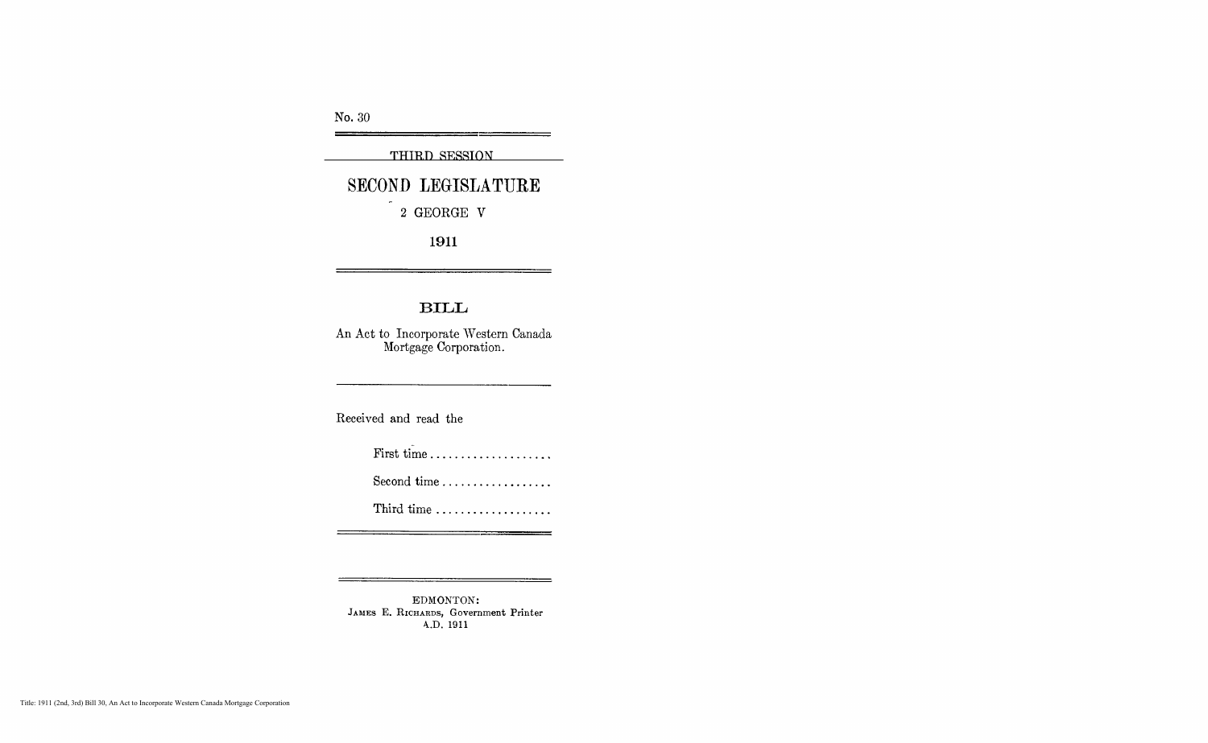No. 30

THIRD SESSION

# SECOND LEGISLATURE

2 GEORGE V

1911

## BILL

An Act to Incorporate Western Canada Mortgage Corporation.

Received and read the

First time...................

Second time..................

Third time...................

EDMONTON:
JAMES E. RICHARDS, Government Printer
A.D. 1911

Title: 1911 (2nd, 3rd) Bill 30, An Act to Incorporate Western Canada Mortgage Corporation